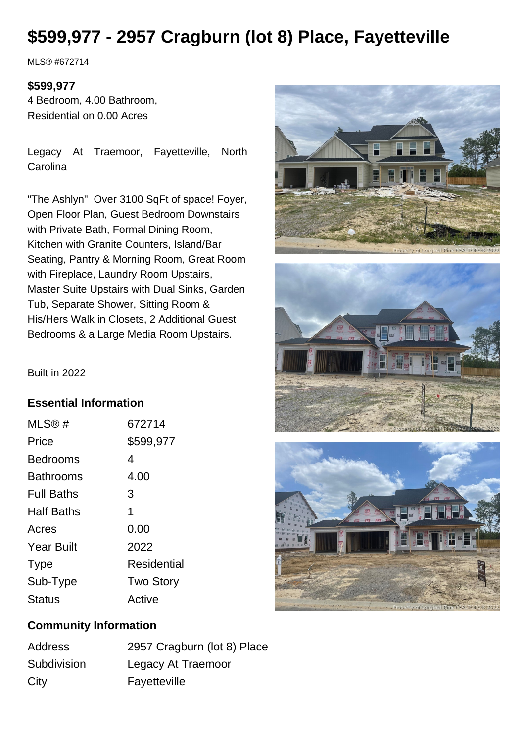# $599,977 - 2957 Cragburn (lot 8) Place, Fayetteville

MLS® #672714

**$599,977**
4 Bedroom, 4.00 Bathroom,
Residential on 0.00 Acres

Legacy At Traemoor, Fayetteville, North Carolina

"The Ashlyn" Over 3100 SqFt of space! Foyer, Open Floor Plan, Guest Bedroom Downstairs with Private Bath, Formal Dining Room, Kitchen with Granite Counters, Island/Bar Seating, Pantry & Morning Room, Great Room with Fireplace, Laundry Room Upstairs, Master Suite Upstairs with Dual Sinks, Garden Tub, Separate Shower, Sitting Room & His/Hers Walk in Closets, 2 Additional Guest Bedrooms & a Large Media Room Upstairs.

Built in 2022

## Essential Information

| | |
|---|---|
| MLS® # | 672714 |
| Price | $599,977 |
| Bedrooms | 4 |
| Bathrooms | 4.00 |
| Full Baths | 3 |
| Half Baths | 1 |
| Acres | 0.00 |
| Year Built | 2022 |
| Type | Residential |
| Sub-Type | Two Story |
| Status | Active |

## Community Information

| | |
|---|---|
| Address | 2957 Cragburn (lot 8) Place |
| Subdivision | Legacy At Traemoor |
| City | Fayetteville |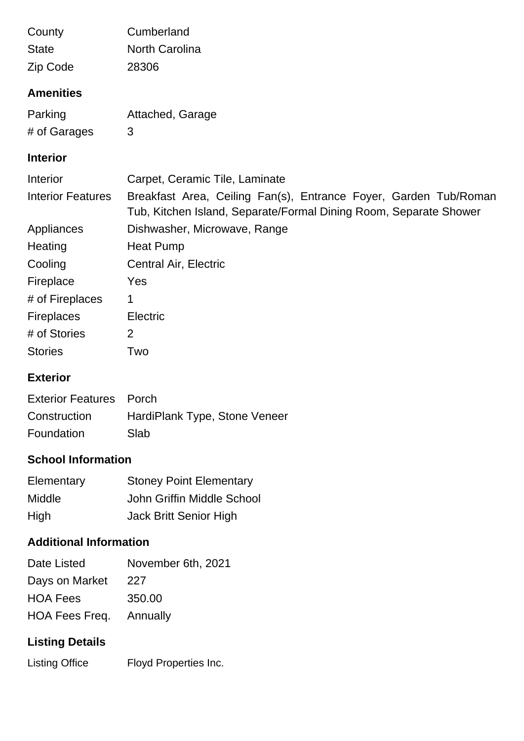| | |
|---|---|
| County | Cumberland |
| State | North Carolina |
| Zip Code | 28306 |

## Amenities

| | |
|---|---|
| Parking | Attached, Garage |
| # of Garages | 3 |

## Interior

| | |
|---|---|
| Interior | Carpet, Ceramic Tile, Laminate |
| Interior Features | Breakfast Area, Ceiling Fan(s), Entrance Foyer, Garden Tub/Roman Tub, Kitchen Island, Separate/Formal Dining Room, Separate Shower |
| Appliances | Dishwasher, Microwave, Range |
| Heating | Heat Pump |
| Cooling | Central Air, Electric |
| Fireplace | Yes |
| # of Fireplaces | 1 |
| Fireplaces | Electric |
| # of Stories | 2 |
| Stories | Two |

## Exterior

| | |
|---|---|
| Exterior Features | Porch |
| Construction | HardiPlank Type, Stone Veneer |
| Foundation | Slab |

## School Information

| | |
|---|---|
| Elementary | Stoney Point Elementary |
| Middle | John Griffin Middle School |
| High | Jack Britt Senior High |

## Additional Information

| | |
|---|---|
| Date Listed | November 6th, 2021 |
| Days on Market | 227 |
| HOA Fees | 350.00 |
| HOA Fees Freq. | Annually |

## Listing Details

| | |
|---|---|
| Listing Office | Floyd Properties Inc. |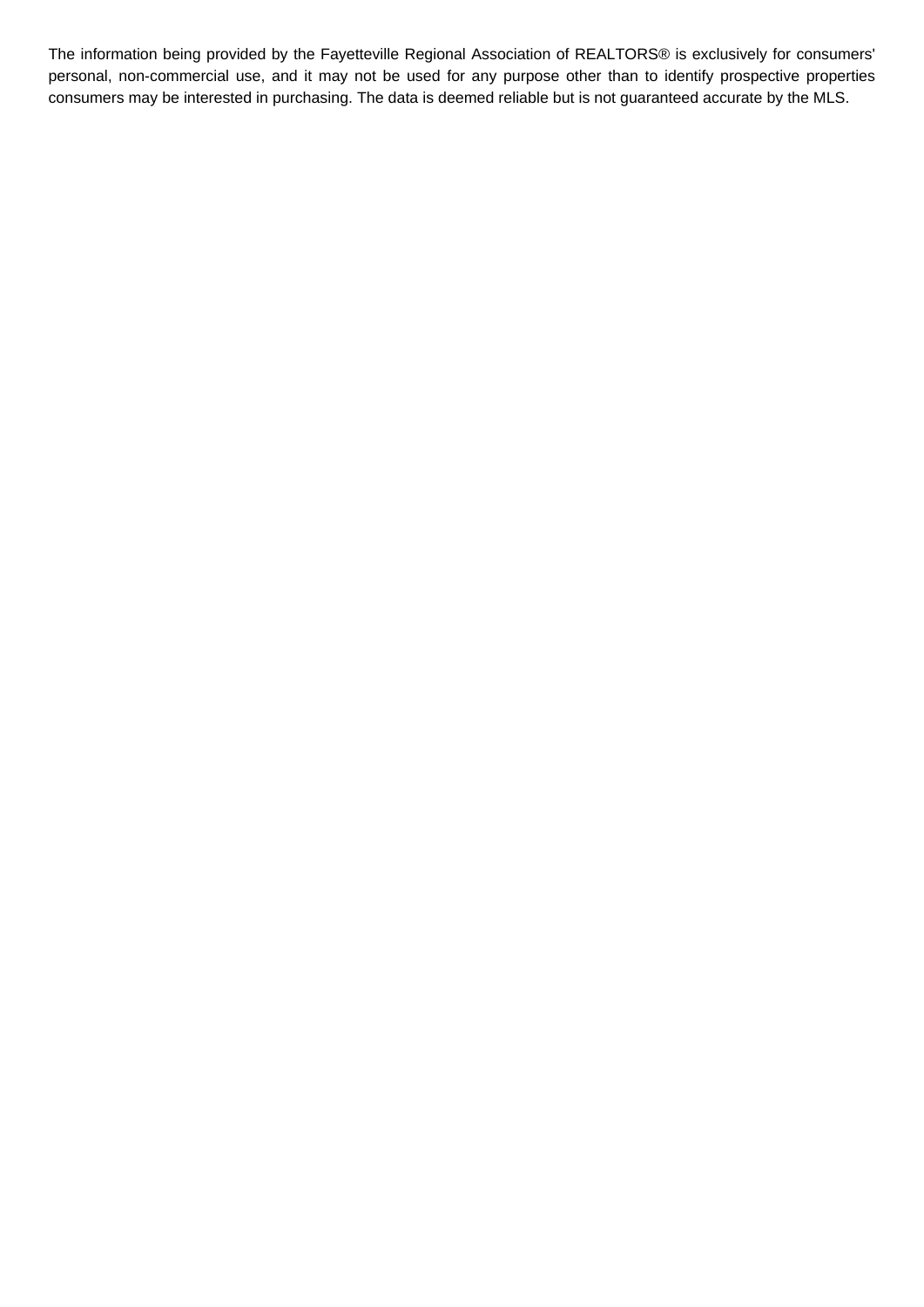The information being provided by the Fayetteville Regional Association of REALTORS® is exclusively for consumers' personal, non-commercial use, and it may not be used for any purpose other than to identify prospective properties consumers may be interested in purchasing. The data is deemed reliable but is not guaranteed accurate by the MLS.